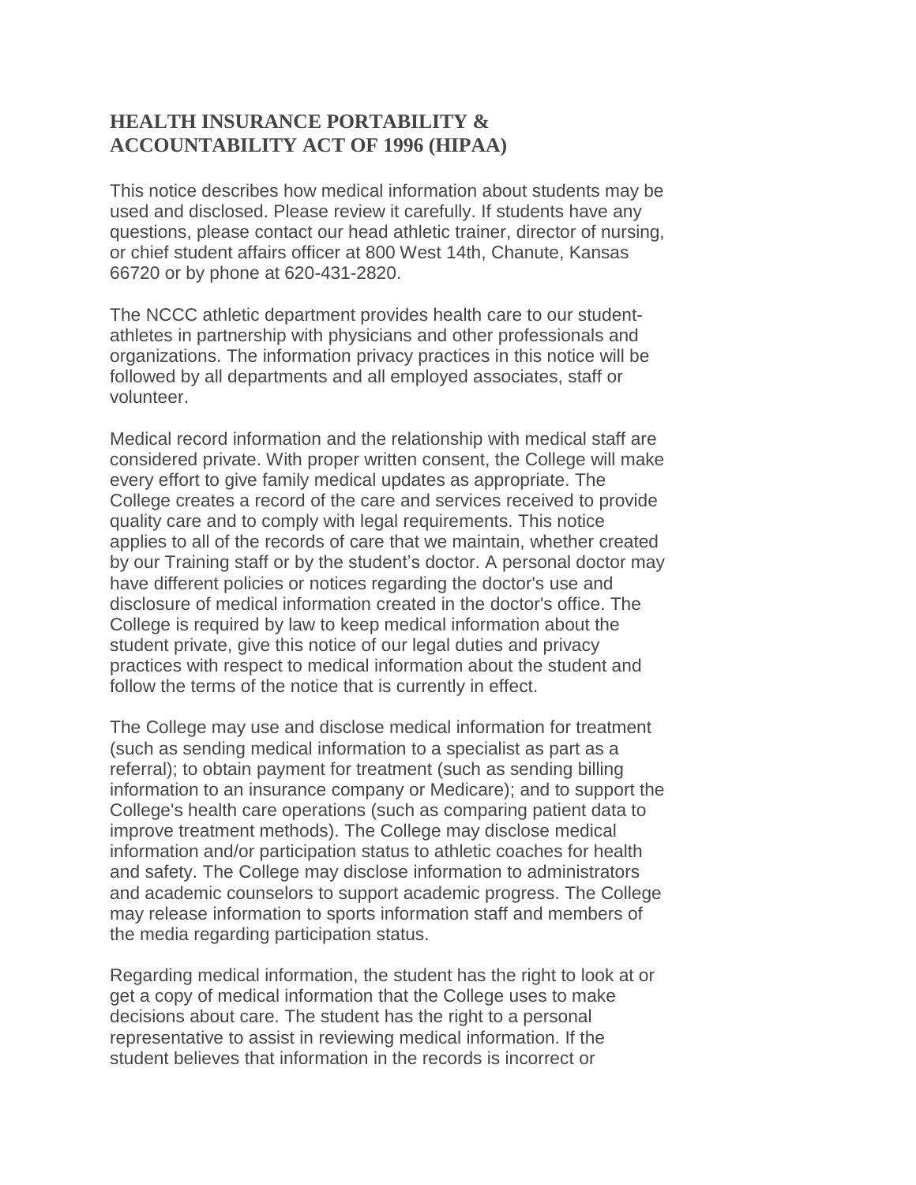## HEALTH INSURANCE PORTABILITY & ACCOUNTABILITY ACT OF 1996 (HIPAA)

This notice describes how medical information about students may be used and disclosed. Please review it carefully. If students have any questions, please contact our head athletic trainer, director of nursing, or chief student affairs officer at 800 West 14th, Chanute, Kansas 66720 or by phone at 620-431-2820.

The NCCC athletic department provides health care to our student-athletes in partnership with physicians and other professionals and organizations. The information privacy practices in this notice will be followed by all departments and all employed associates, staff or volunteer.

Medical record information and the relationship with medical staff are considered private. With proper written consent, the College will make every effort to give family medical updates as appropriate. The College creates a record of the care and services received to provide quality care and to comply with legal requirements. This notice applies to all of the records of care that we maintain, whether created by our Training staff or by the student's doctor. A personal doctor may have different policies or notices regarding the doctor's use and disclosure of medical information created in the doctor's office. The College is required by law to keep medical information about the student private, give this notice of our legal duties and privacy practices with respect to medical information about the student and follow the terms of the notice that is currently in effect.

The College may use and disclose medical information for treatment (such as sending medical information to a specialist as part as a referral); to obtain payment for treatment (such as sending billing information to an insurance company or Medicare); and to support the College's health care operations (such as comparing patient data to improve treatment methods). The College may disclose medical information and/or participation status to athletic coaches for health and safety. The College may disclose information to administrators and academic counselors to support academic progress. The College may release information to sports information staff and members of the media regarding participation status.

Regarding medical information, the student has the right to look at or get a copy of medical information that the College uses to make decisions about care. The student has the right to a personal representative to assist in reviewing medical information. If the student believes that information in the records is incorrect or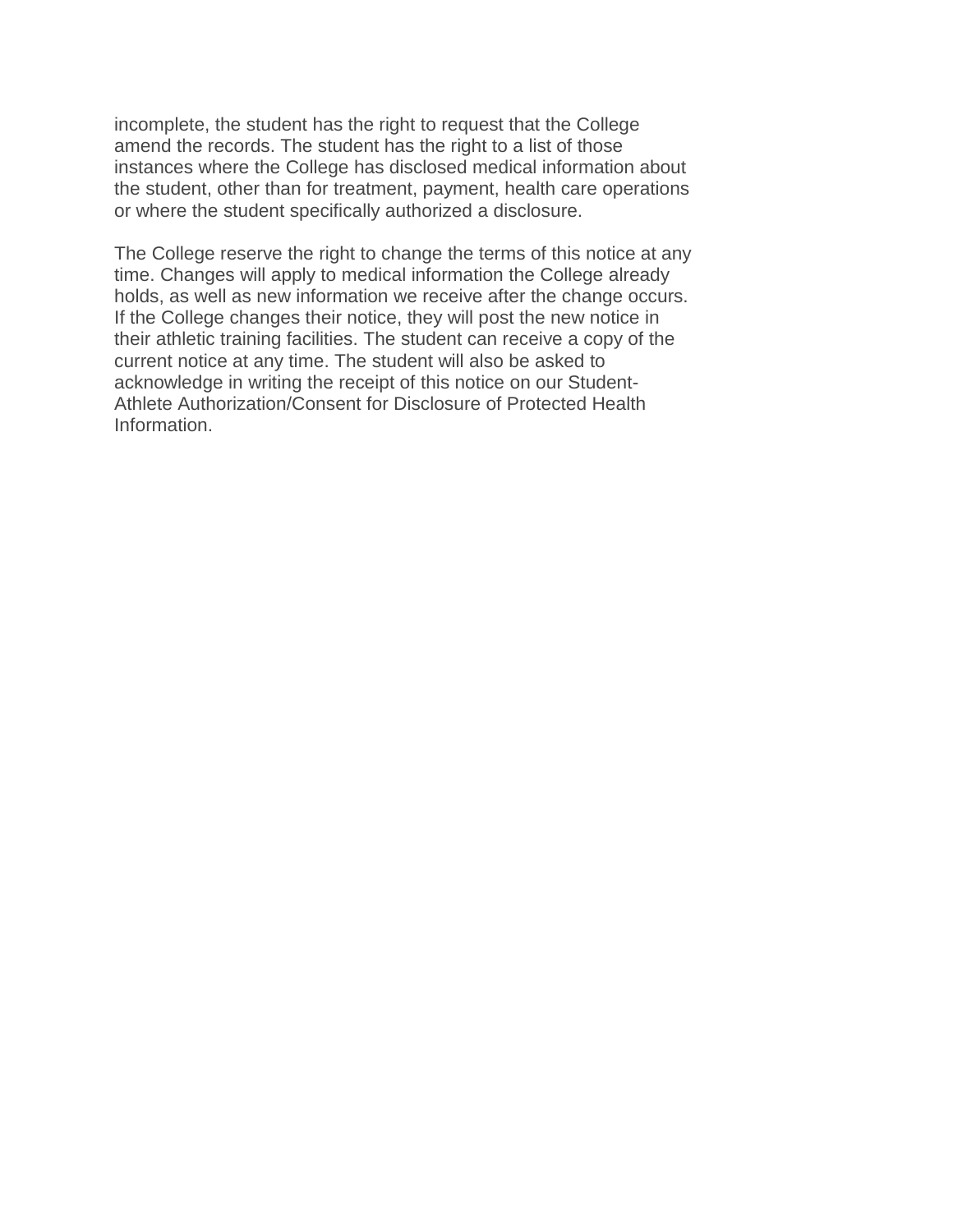incomplete, the student has the right to request that the College amend the records. The student has the right to a list of those instances where the College has disclosed medical information about the student, other than for treatment, payment, health care operations or where the student specifically authorized a disclosure.

The College reserve the right to change the terms of this notice at any time. Changes will apply to medical information the College already holds, as well as new information we receive after the change occurs. If the College changes their notice, they will post the new notice in their athletic training facilities. The student can receive a copy of the current notice at any time. The student will also be asked to acknowledge in writing the receipt of this notice on our Student-Athlete Authorization/Consent for Disclosure of Protected Health Information.